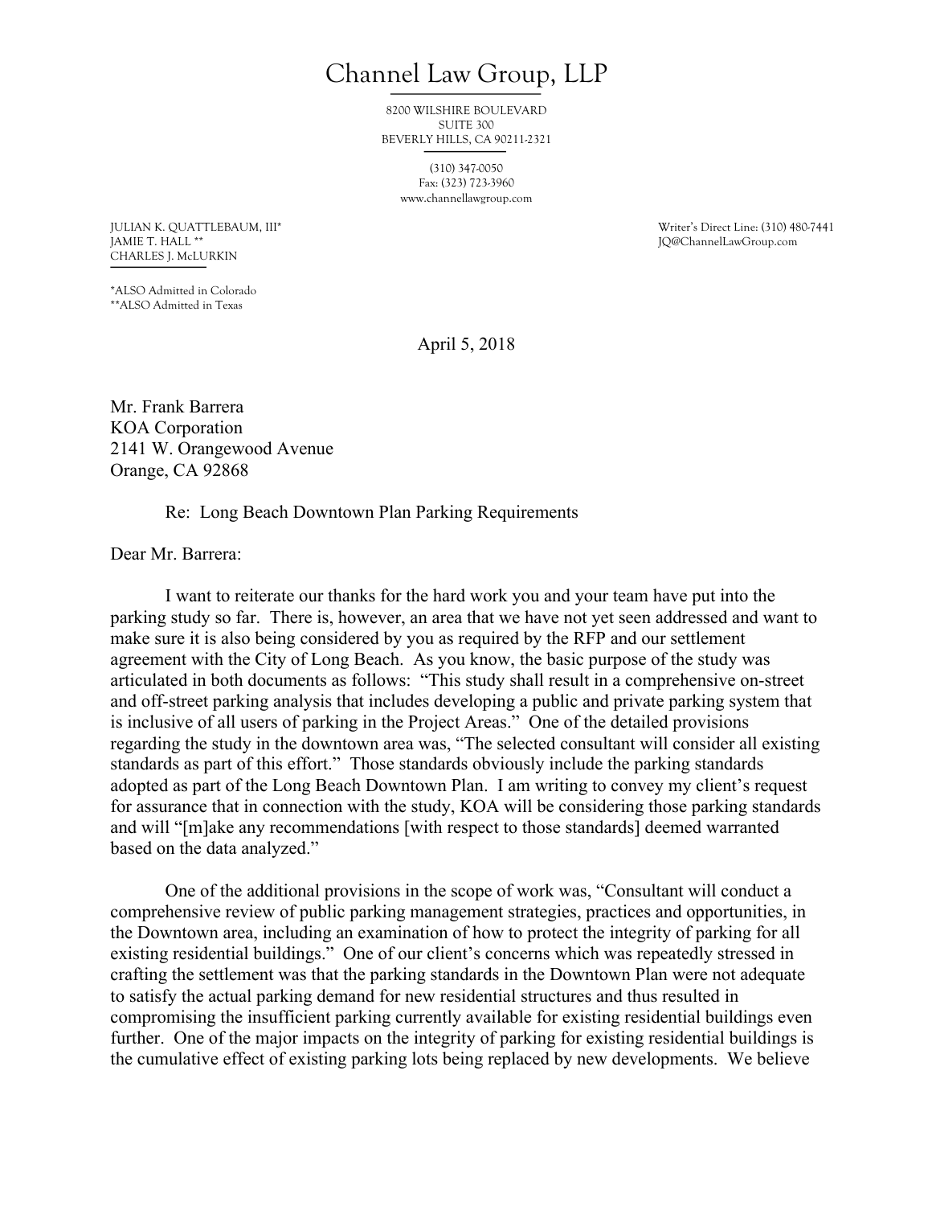# Channel Law Group, LLP

8200 WILSHIRE BOULEVARD
SUITE 300
BEVERLY HILLS, CA 90211-2321

(310) 347-0050
Fax: (323) 723-3960
www.channellawgroup.com

JULIAN K. QUATTLEBAUM, III*
JAMIE T. HALL **
CHARLES J. McLURKIN

*ALSO Admitted in Colorado
**ALSO Admitted in Texas

Writer's Direct Line: (310) 480-7441
JQ@ChannelLawGroup.com

April 5, 2018

Mr. Frank Barrera
KOA Corporation
2141 W. Orangewood Avenue
Orange, CA 92868

Re: Long Beach Downtown Plan Parking Requirements

Dear Mr. Barrera:

I want to reiterate our thanks for the hard work you and your team have put into the parking study so far. There is, however, an area that we have not yet seen addressed and want to make sure it is also being considered by you as required by the RFP and our settlement agreement with the City of Long Beach. As you know, the basic purpose of the study was articulated in both documents as follows: "This study shall result in a comprehensive on-street and off-street parking analysis that includes developing a public and private parking system that is inclusive of all users of parking in the Project Areas." One of the detailed provisions regarding the study in the downtown area was, "The selected consultant will consider all existing standards as part of this effort." Those standards obviously include the parking standards adopted as part of the Long Beach Downtown Plan. I am writing to convey my client's request for assurance that in connection with the study, KOA will be considering those parking standards and will "[m]ake any recommendations [with respect to those standards] deemed warranted based on the data analyzed."

One of the additional provisions in the scope of work was, "Consultant will conduct a comprehensive review of public parking management strategies, practices and opportunities, in the Downtown area, including an examination of how to protect the integrity of parking for all existing residential buildings." One of our client's concerns which was repeatedly stressed in crafting the settlement was that the parking standards in the Downtown Plan were not adequate to satisfy the actual parking demand for new residential structures and thus resulted in compromising the insufficient parking currently available for existing residential buildings even further. One of the major impacts on the integrity of parking for existing residential buildings is the cumulative effect of existing parking lots being replaced by new developments. We believe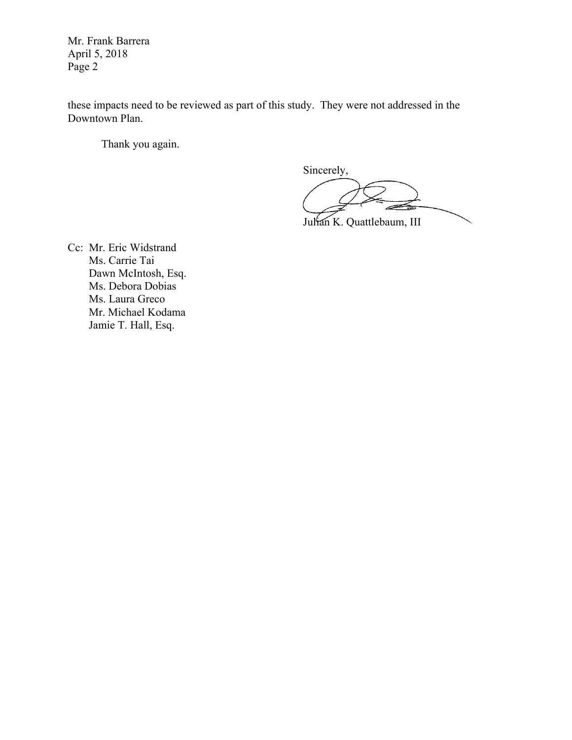these impacts need to be reviewed as part of this study. They were not addressed in the Downtown Plan.

Thank you again.

Sincerely,

Julian K. Quattlebaum, III

Cc: Mr. Eric Widstrand
Ms. Carrie Tai
Dawn McIntosh, Esq.
Ms. Debora Dobias
Ms. Laura Greco
Mr. Michael Kodama
Jamie T. Hall, Esq.